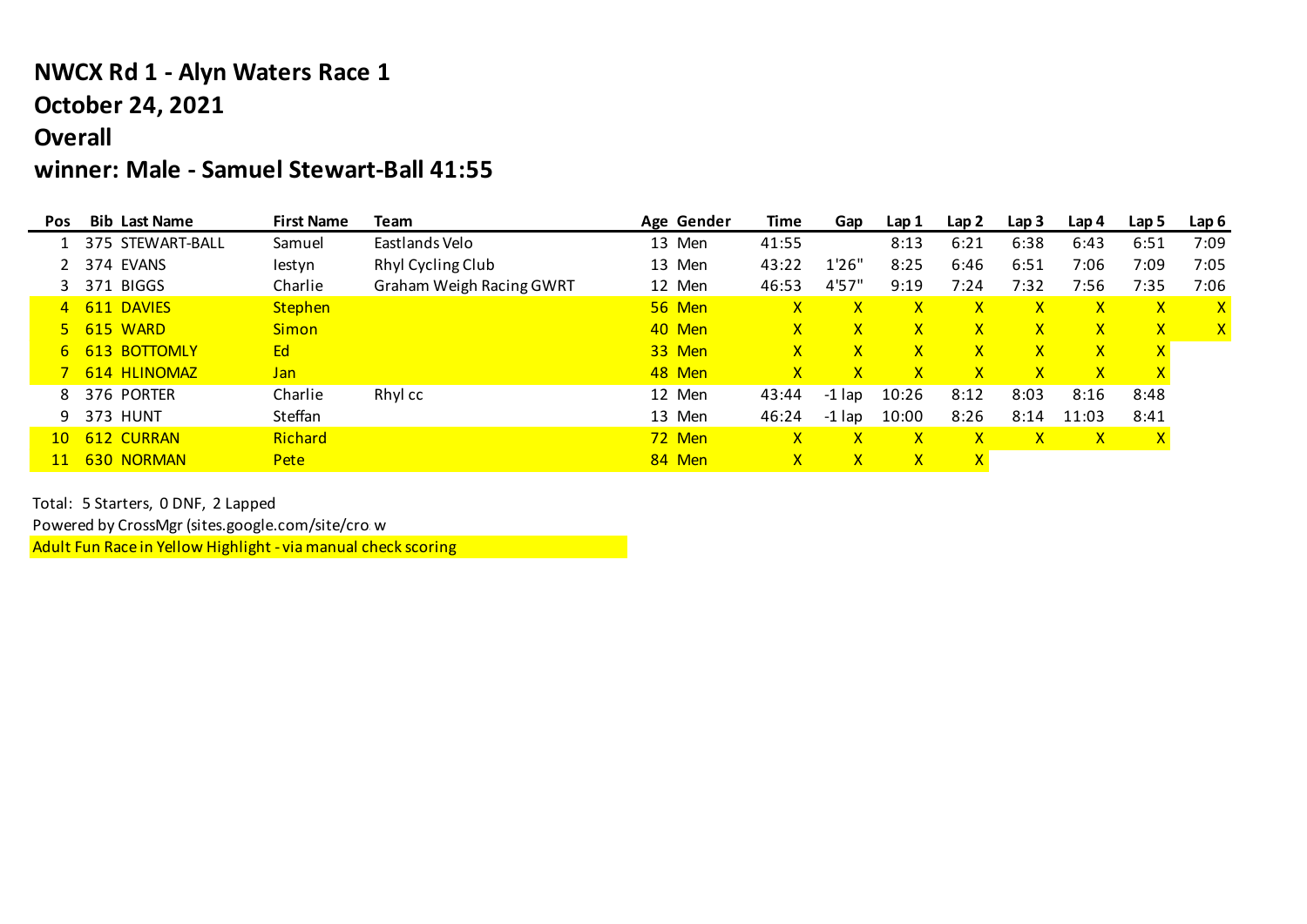## NWCX Rd 1 - Alyn Waters Race 1

## October 24, 2021

## Overall

## winner: Male - Samuel Stewart-Ball 41:55

| Pos | Bib | Last Name | First Name | Team | Age | Gender | Time | Gap | Lap 1 | Lap 2 | Lap 3 | Lap 4 | Lap 5 | Lap 6 |
|---|---|---|---|---|---|---|---|---|---|---|---|---|---|---|
| 1 | 375 | STEWART-BALL | Samuel | Eastlands Velo | 13 | Men | 41:55 | | 8:13 | 6:21 | 6:38 | 6:43 | 6:51 | 7:09 |
| 2 | 374 | EVANS | Iestyn | Rhyl Cycling Club | 13 | Men | 43:22 | 1'26" | 8:25 | 6:46 | 6:51 | 7:06 | 7:09 | 7:05 |
| 3 | 371 | BIGGS | Charlie | Graham Weigh Racing GWRT | 12 | Men | 46:53 | 4'57" | 9:19 | 7:24 | 7:32 | 7:56 | 7:35 | 7:06 |
| 4 | 611 | DAVIES | Stephen | | 56 | Men | X | X | X | X | X | X | X | X |
| 5 | 615 | WARD | Simon | | 40 | Men | X | X | X | X | X | X | X | X |
| 6 | 613 | BOTTOMLY | Ed | | 33 | Men | X | X | X | X | X | X | X | |
| 7 | 614 | HLINOMAZ | Jan | | 48 | Men | X | X | X | X | X | X | X | |
| 8 | 376 | PORTER | Charlie | Rhyl cc | 12 | Men | 43:44 | -1 lap | 10:26 | 8:12 | 8:03 | 8:16 | 8:48 | |
| 9 | 373 | HUNT | Steffan | | 13 | Men | 46:24 | -1 lap | 10:00 | 8:26 | 8:14 | 11:03 | 8:41 | |
| 10 | 612 | CURRAN | Richard | | 72 | Men | X | X | X | X | X | X | X | |
| 11 | 630 | NORMAN | Pete | | 84 | Men | X | X | X | X | | | | |

Total: 5 Starters, 0 DNF, 2 Lapped

Powered by CrossMgr (sites.google.com/site/cro w

Adult Fun Race in Yellow Highlight - via manual check scoring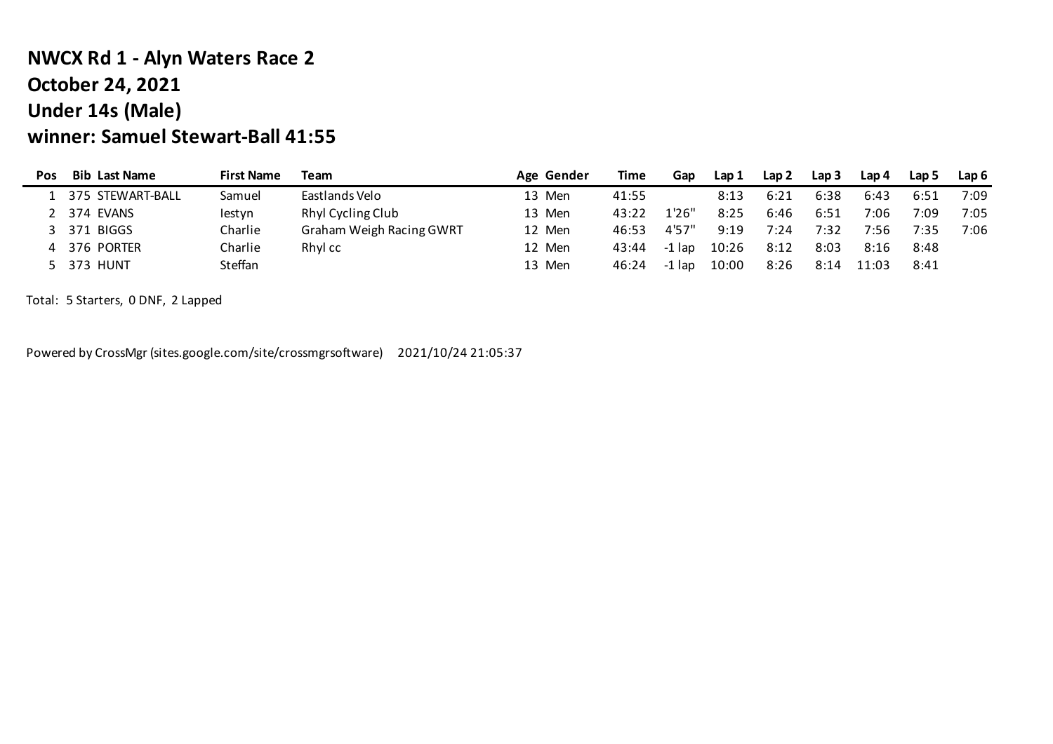# NWCX Rd 1 - Alyn Waters Race 2
# October 24, 2021
# Under 14s (Male)
# winner: Samuel Stewart-Ball 41:55

| Pos | Bib | Last Name | First Name | Team | Age | Gender | Time | Gap | Lap 1 | Lap 2 | Lap 3 | Lap 4 | Lap 5 | Lap 6 |
|---|---|---|---|---|---|---|---|---|---|---|---|---|---|---|
| 1 | 375 | STEWART-BALL | Samuel | Eastlands Velo | 13 | Men | 41:55 | | 8:13 | 6:21 | 6:38 | 6:43 | 6:51 | 7:09 |
| 2 | 374 | EVANS | Iestyn | Rhyl Cycling Club | 13 | Men | 43:22 | 1'26" | 8:25 | 6:46 | 6:51 | 7:06 | 7:09 | 7:05 |
| 3 | 371 | BIGGS | Charlie | Graham Weigh Racing GWRT | 12 | Men | 46:53 | 4'57" | 9:19 | 7:24 | 7:32 | 7:56 | 7:35 | 7:06 |
| 4 | 376 | PORTER | Charlie | Rhyl cc | 12 | Men | 43:44 | -1 lap | 10:26 | 8:12 | 8:03 | 8:16 | 8:48 | |
| 5 | 373 | HUNT | Steffan | | 13 | Men | 46:24 | -1 lap | 10:00 | 8:26 | 8:14 | 11:03 | 8:41 | |

Total: 5 Starters, 0 DNF, 2 Lapped

Powered by CrossMgr (sites.google.com/site/crossmgrsoftware) 2021/10/24 21:05:37